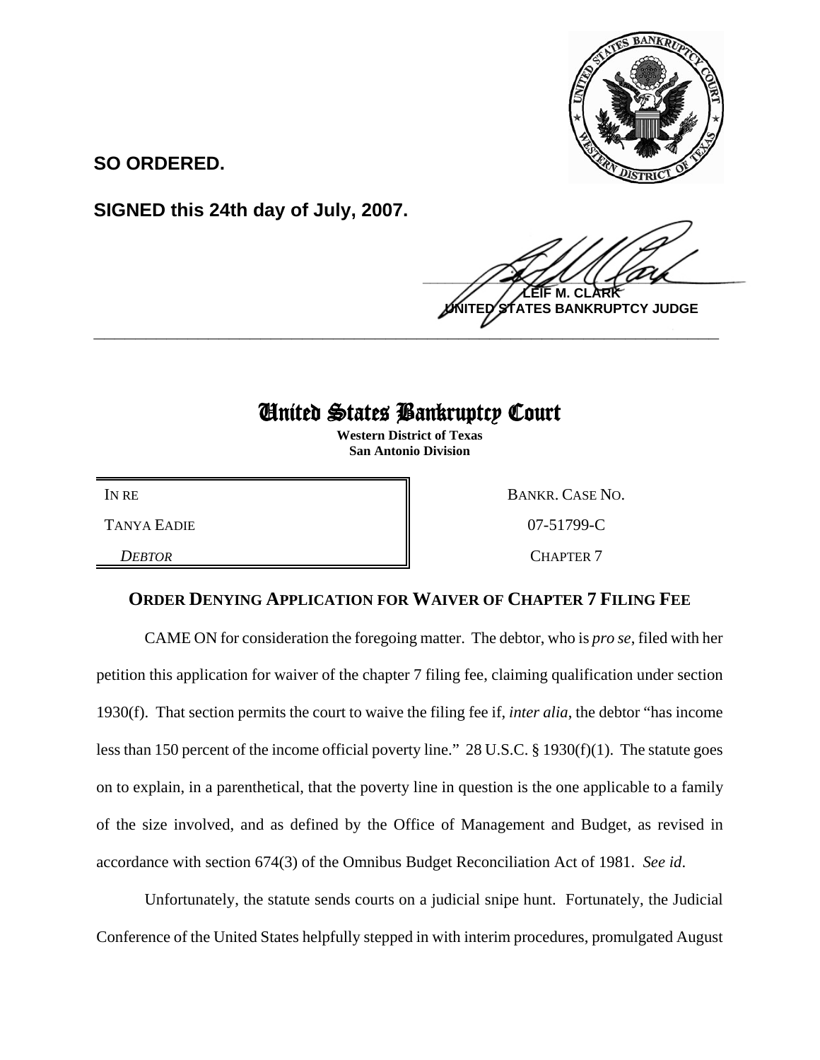**SO ORDERED.**

**SIGNED this 24th day of July, 2007.**

**LEIF M. CLARK**
**UNITED STATES BANKRUPTCY JUDGE**

# United States Bankruptcy Court

**Western District of Texas**
**San Antonio Division**

| IN RE | BANKR. CASE NO. |
|---|---|
| TANYA EADIE | 07-51799-C |
| *DEBTOR* | CHAPTER 7 |

## ORDER DENYING APPLICATION FOR WAIVER OF CHAPTER 7 FILING FEE

CAME ON for consideration the foregoing matter. The debtor, who is *pro se*, filed with her petition this application for waiver of the chapter 7 filing fee, claiming qualification under section 1930(f). That section permits the court to waive the filing fee if, *inter alia*, the debtor "has income less than 150 percent of the income official poverty line." 28 U.S.C. § 1930(f)(1). The statute goes on to explain, in a parenthetical, that the poverty line in question is the one applicable to a family of the size involved, and as defined by the Office of Management and Budget, as revised in accordance with section 674(3) of the Omnibus Budget Reconciliation Act of 1981. *See id*.

Unfortunately, the statute sends courts on a judicial snipe hunt. Fortunately, the Judicial Conference of the United States helpfully stepped in with interim procedures, promulgated August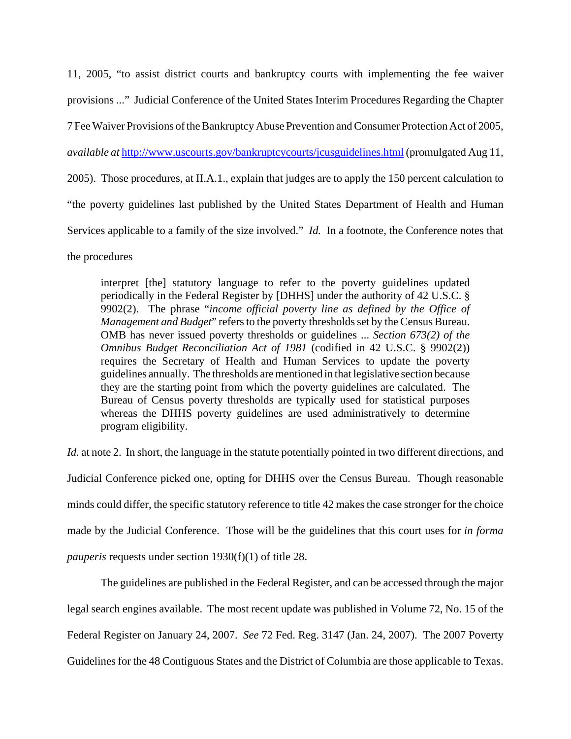11, 2005, "to assist district courts and bankruptcy courts with implementing the fee waiver provisions ..." Judicial Conference of the United States Interim Procedures Regarding the Chapter 7 Fee Waiver Provisions of the Bankruptcy Abuse Prevention and Consumer Protection Act of 2005, *available at* http://www.uscourts.gov/bankruptcycourts/jcusguidelines.html (promulgated Aug 11, 2005). Those procedures, at II.A.1., explain that judges are to apply the 150 percent calculation to "the poverty guidelines last published by the United States Department of Health and Human Services applicable to a family of the size involved." *Id.* In a footnote, the Conference notes that the procedures

> interpret [the] statutory language to refer to the poverty guidelines updated periodically in the Federal Register by [DHHS] under the authority of 42 U.S.C. § 9902(2). The phrase "*income official poverty line as defined by the Office of Management and Budget*" refers to the poverty thresholds set by the Census Bureau. OMB has never issued poverty thresholds or guidelines ... *Section 673(2) of the Omnibus Budget Reconciliation Act of 1981* (codified in 42 U.S.C. § 9902(2)) requires the Secretary of Health and Human Services to update the poverty guidelines annually. The thresholds are mentioned in that legislative section because they are the starting point from which the poverty guidelines are calculated. The Bureau of Census poverty thresholds are typically used for statistical purposes whereas the DHHS poverty guidelines are used administratively to determine program eligibility.

*Id.* at note 2. In short, the language in the statute potentially pointed in two different directions, and Judicial Conference picked one, opting for DHHS over the Census Bureau. Though reasonable minds could differ, the specific statutory reference to title 42 makes the case stronger for the choice made by the Judicial Conference. Those will be the guidelines that this court uses for *in forma pauperis* requests under section 1930(f)(1) of title 28.

The guidelines are published in the Federal Register, and can be accessed through the major legal search engines available. The most recent update was published in Volume 72, No. 15 of the Federal Register on January 24, 2007. *See* 72 Fed. Reg. 3147 (Jan. 24, 2007). The 2007 Poverty Guidelines for the 48 Contiguous States and the District of Columbia are those applicable to Texas.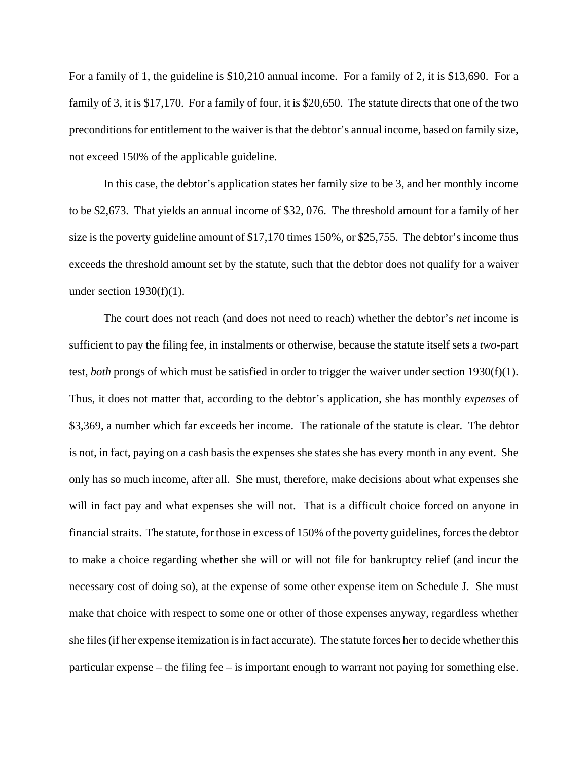For a family of 1, the guideline is $10,210 annual income. For a family of 2, it is $13,690. For a family of 3, it is $17,170. For a family of four, it is $20,650. The statute directs that one of the two preconditions for entitlement to the waiver is that the debtor's annual income, based on family size, not exceed 150% of the applicable guideline.

In this case, the debtor's application states her family size to be 3, and her monthly income to be $2,673. That yields an annual income of $32, 076. The threshold amount for a family of her size is the poverty guideline amount of $17,170 times 150%, or $25,755. The debtor's income thus exceeds the threshold amount set by the statute, such that the debtor does not qualify for a waiver under section 1930(f)(1).

The court does not reach (and does not need to reach) whether the debtor's *net* income is sufficient to pay the filing fee, in instalments or otherwise, because the statute itself sets a *two*-part test, *both* prongs of which must be satisfied in order to trigger the waiver under section 1930(f)(1). Thus, it does not matter that, according to the debtor's application, she has monthly *expenses* of $3,369, a number which far exceeds her income. The rationale of the statute is clear. The debtor is not, in fact, paying on a cash basis the expenses she states she has every month in any event. She only has so much income, after all. She must, therefore, make decisions about what expenses she will in fact pay and what expenses she will not. That is a difficult choice forced on anyone in financial straits. The statute, for those in excess of 150% of the poverty guidelines, forces the debtor to make a choice regarding whether she will or will not file for bankruptcy relief (and incur the necessary cost of doing so), at the expense of some other expense item on Schedule J. She must make that choice with respect to some one or other of those expenses anyway, regardless whether she files (if her expense itemization is in fact accurate). The statute forces her to decide whether this particular expense – the filing fee – is important enough to warrant not paying for something else.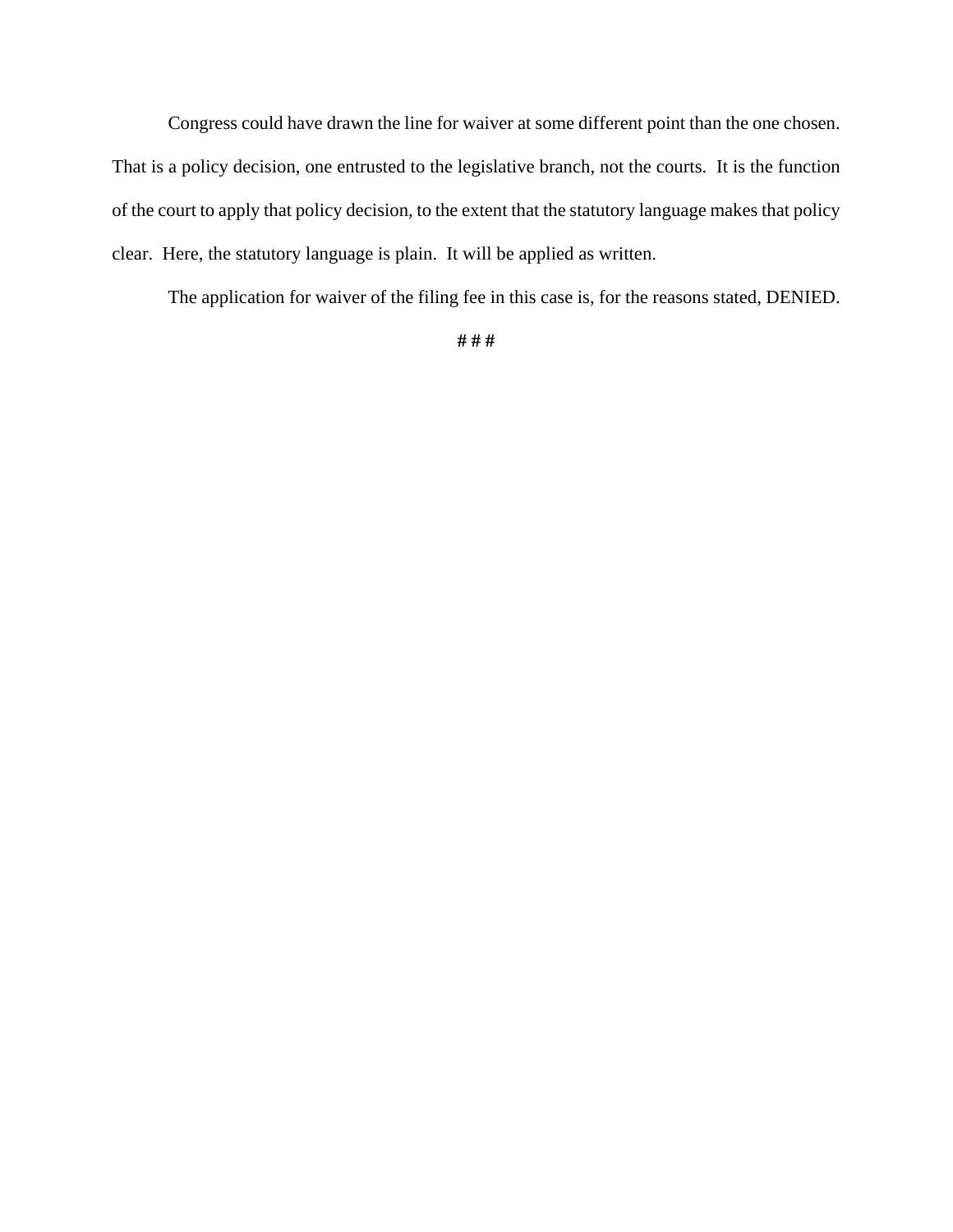Congress could have drawn the line for waiver at some different point than the one chosen. That is a policy decision, one entrusted to the legislative branch, not the courts. It is the function of the court to apply that policy decision, to the extent that the statutory language makes that policy clear. Here, the statutory language is plain. It will be applied as written.

The application for waiver of the filing fee in this case is, for the reasons stated, DENIED.

# # #